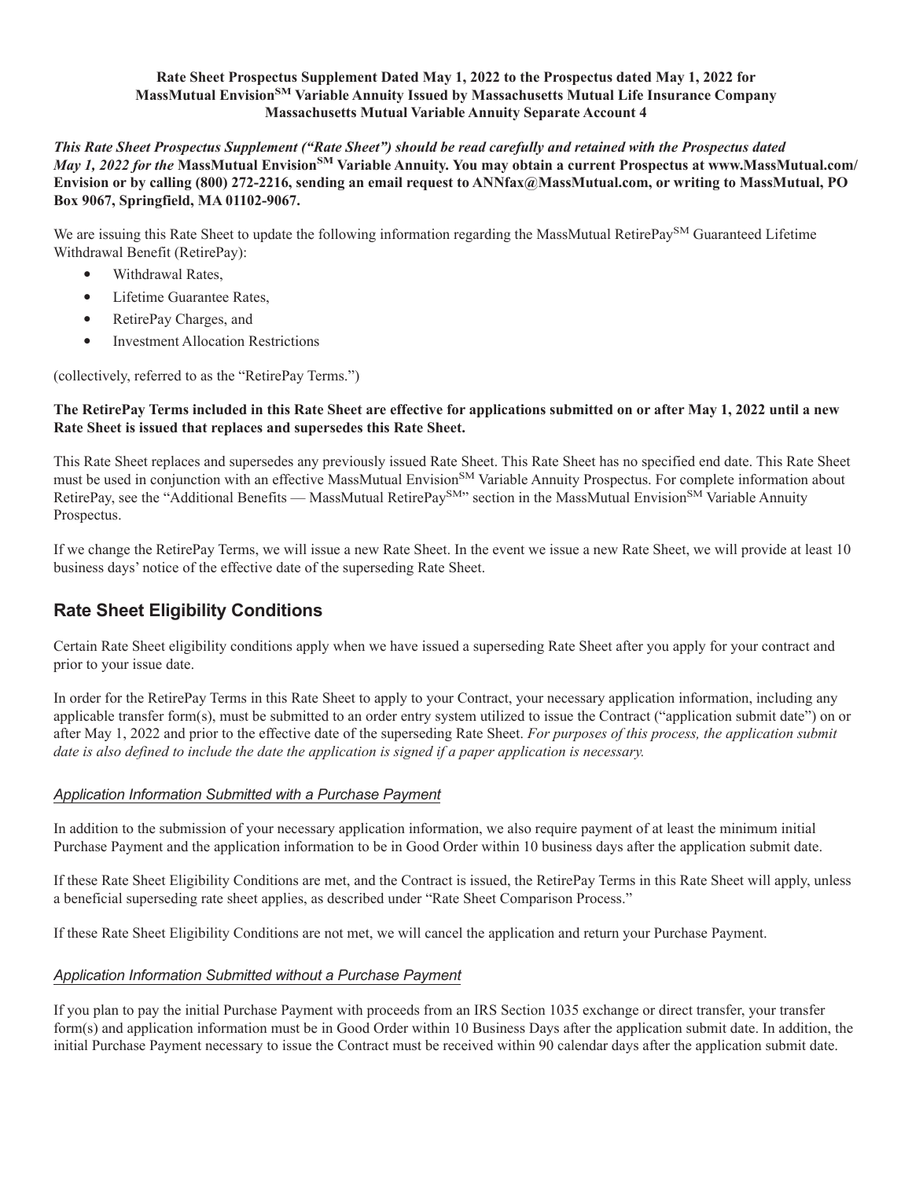**Rate Sheet Prospectus Supplement Dated May 1, 2022 to the Prospectus dated May 1, 2022 for MassMutual Envision[SM] Variable Annuity Issued by Massachusetts Mutual Life Insurance Company Massachusetts Mutual Variable Annuity Separate Account 4**

***This Rate Sheet Prospectus Supplement ("Rate Sheet") should be read carefully and retained with the Prospectus dated May 1, 2022 for the* MassMutual Envision[SM] Variable Annuity. You may obtain a current Prospectus at www.MassMutual.com/Envision or by calling (800) 272-2216, sending an email request to ANNfax@MassMutual.com, or writing to MassMutual, PO Box 9067, Springfield, MA 01102-9067.**

We are issuing this Rate Sheet to update the following information regarding the MassMutual RetirePay[SM] Guaranteed Lifetime Withdrawal Benefit (RetirePay):

- Withdrawal Rates,
- Lifetime Guarantee Rates,
- RetirePay Charges, and
- Investment Allocation Restrictions

(collectively, referred to as the "RetirePay Terms.")

**The RetirePay Terms included in this Rate Sheet are effective for applications submitted on or after May 1, 2022 until a new Rate Sheet is issued that replaces and supersedes this Rate Sheet.**

This Rate Sheet replaces and supersedes any previously issued Rate Sheet. This Rate Sheet has no specified end date. This Rate Sheet must be used in conjunction with an effective MassMutual Envision[SM] Variable Annuity Prospectus. For complete information about RetirePay, see the "Additional Benefits — MassMutual RetirePay[SM]" section in the MassMutual Envision[SM] Variable Annuity Prospectus.

If we change the RetirePay Terms, we will issue a new Rate Sheet. In the event we issue a new Rate Sheet, we will provide at least 10 business days' notice of the effective date of the superseding Rate Sheet.

## Rate Sheet Eligibility Conditions

Certain Rate Sheet eligibility conditions apply when we have issued a superseding Rate Sheet after you apply for your contract and prior to your issue date.

In order for the RetirePay Terms in this Rate Sheet to apply to your Contract, your necessary application information, including any applicable transfer form(s), must be submitted to an order entry system utilized to issue the Contract ("application submit date") on or after May 1, 2022 and prior to the effective date of the superseding Rate Sheet. *For purposes of this process, the application submit date is also defined to include the date the application is signed if a paper application is necessary.*

### *Application Information Submitted with a Purchase Payment*

In addition to the submission of your necessary application information, we also require payment of at least the minimum initial Purchase Payment and the application information to be in Good Order within 10 business days after the application submit date.

If these Rate Sheet Eligibility Conditions are met, and the Contract is issued, the RetirePay Terms in this Rate Sheet will apply, unless a beneficial superseding rate sheet applies, as described under "Rate Sheet Comparison Process."

If these Rate Sheet Eligibility Conditions are not met, we will cancel the application and return your Purchase Payment.

### *Application Information Submitted without a Purchase Payment*

If you plan to pay the initial Purchase Payment with proceeds from an IRS Section 1035 exchange or direct transfer, your transfer form(s) and application information must be in Good Order within 10 Business Days after the application submit date. In addition, the initial Purchase Payment necessary to issue the Contract must be received within 90 calendar days after the application submit date.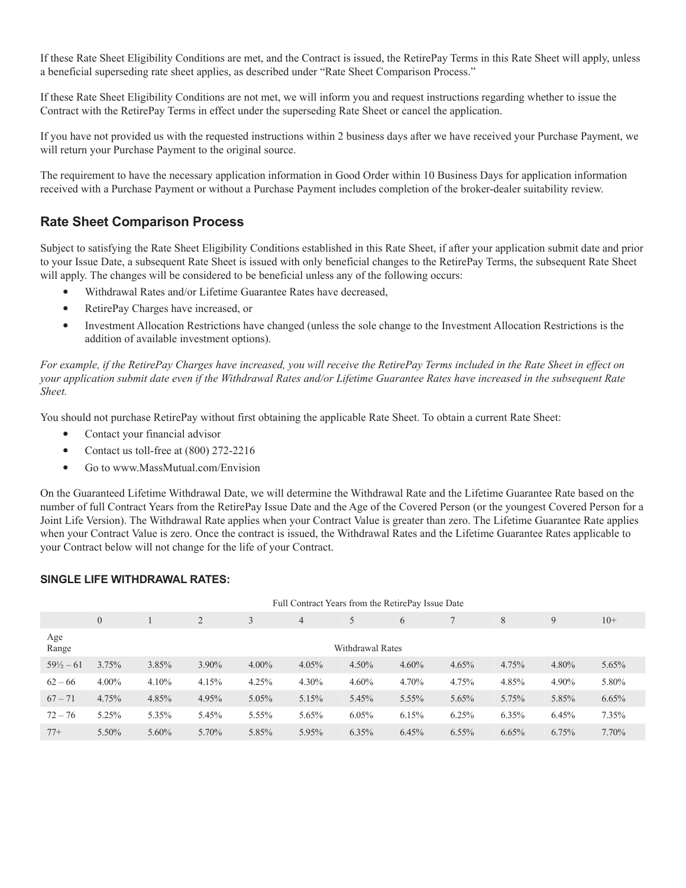If these Rate Sheet Eligibility Conditions are met, and the Contract is issued, the RetirePay Terms in this Rate Sheet will apply, unless a beneficial superseding rate sheet applies, as described under "Rate Sheet Comparison Process."

If these Rate Sheet Eligibility Conditions are not met, we will inform you and request instructions regarding whether to issue the Contract with the RetirePay Terms in effect under the superseding Rate Sheet or cancel the application.

If you have not provided us with the requested instructions within 2 business days after we have received your Purchase Payment, we will return your Purchase Payment to the original source.

The requirement to have the necessary application information in Good Order within 10 Business Days for application information received with a Purchase Payment or without a Purchase Payment includes completion of the broker-dealer suitability review.

## Rate Sheet Comparison Process

Subject to satisfying the Rate Sheet Eligibility Conditions established in this Rate Sheet, if after your application submit date and prior to your Issue Date, a subsequent Rate Sheet is issued with only beneficial changes to the RetirePay Terms, the subsequent Rate Sheet will apply. The changes will be considered to be beneficial unless any of the following occurs:

- Withdrawal Rates and/or Lifetime Guarantee Rates have decreased,
- RetirePay Charges have increased, or
- Investment Allocation Restrictions have changed (unless the sole change to the Investment Allocation Restrictions is the addition of available investment options).

*For example, if the RetirePay Charges have increased, you will receive the RetirePay Terms included in the Rate Sheet in effect on your application submit date even if the Withdrawal Rates and/or Lifetime Guarantee Rates have increased in the subsequent Rate Sheet.*

You should not purchase RetirePay without first obtaining the applicable Rate Sheet. To obtain a current Rate Sheet:

- Contact your financial advisor
- Contact us toll-free at (800) 272-2216
- Go to www.MassMutual.com/Envision

On the Guaranteed Lifetime Withdrawal Date, we will determine the Withdrawal Rate and the Lifetime Guarantee Rate based on the number of full Contract Years from the RetirePay Issue Date and the Age of the Covered Person (or the youngest Covered Person for a Joint Life Version). The Withdrawal Rate applies when your Contract Value is greater than zero. The Lifetime Guarantee Rate applies when your Contract Value is zero. Once the contract is issued, the Withdrawal Rates and the Lifetime Guarantee Rates applicable to your Contract below will not change for the life of your Contract.

### SINGLE LIFE WITHDRAWAL RATES:

| | Full Contract Years from the RetirePay Issue Date | | | | | | | | | | |
|---|---|---|---|---|---|---|---|---|---|---|---|
| | 0 | 1 | 2 | 3 | 4 | 5 | 6 | 7 | 8 | 9 | 10+ |
| Age Range | Withdrawal Rates | | | | | | | | | | |
| 59½ – 61 | 3.75% | 3.85% | 3.90% | 4.00% | 4.05% | 4.50% | 4.60% | 4.65% | 4.75% | 4.80% | 5.65% |
| 62 – 66 | 4.00% | 4.10% | 4.15% | 4.25% | 4.30% | 4.60% | 4.70% | 4.75% | 4.85% | 4.90% | 5.80% |
| 67 – 71 | 4.75% | 4.85% | 4.95% | 5.05% | 5.15% | 5.45% | 5.55% | 5.65% | 5.75% | 5.85% | 6.65% |
| 72 – 76 | 5.25% | 5.35% | 5.45% | 5.55% | 5.65% | 6.05% | 6.15% | 6.25% | 6.35% | 6.45% | 7.35% |
| 77+ | 5.50% | 5.60% | 5.70% | 5.85% | 5.95% | 6.35% | 6.45% | 6.55% | 6.65% | 6.75% | 7.70% |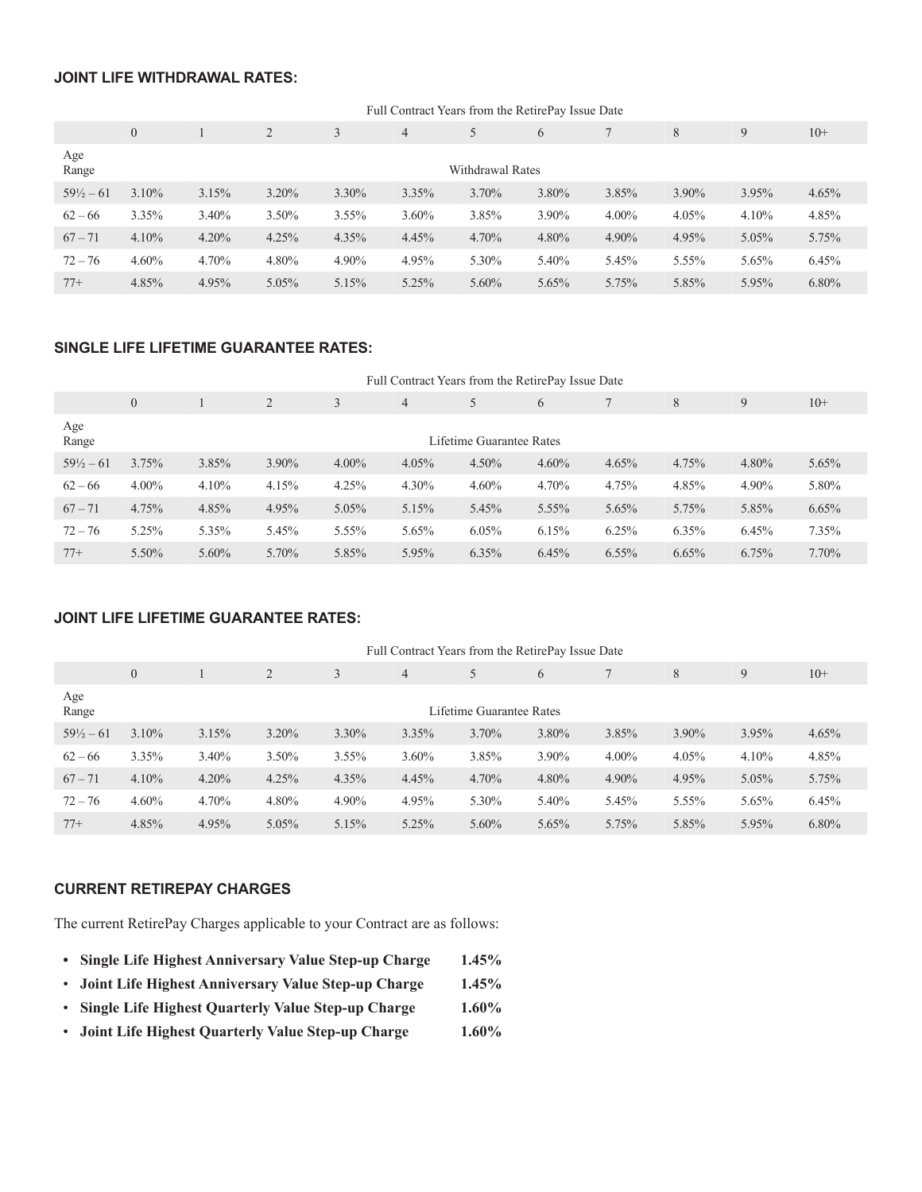### JOINT LIFE WITHDRAWAL RATES:

| | Full Contract Years from the RetirePay Issue Date | | | | | | | | | | |
|---|---|---|---|---|---|---|---|---|---|---|---|
| | 0 | 1 | 2 | 3 | 4 | 5 | 6 | 7 | 8 | 9 | 10+ |
| Age Range | Withdrawal Rates | | | | | | | | | | |
| 59½ – 61 | 3.10% | 3.15% | 3.20% | 3.30% | 3.35% | 3.70% | 3.80% | 3.85% | 3.90% | 3.95% | 4.65% |
| 62 – 66 | 3.35% | 3.40% | 3.50% | 3.55% | 3.60% | 3.85% | 3.90% | 4.00% | 4.05% | 4.10% | 4.85% |
| 67 – 71 | 4.10% | 4.20% | 4.25% | 4.35% | 4.45% | 4.70% | 4.80% | 4.90% | 4.95% | 5.05% | 5.75% |
| 72 – 76 | 4.60% | 4.70% | 4.80% | 4.90% | 4.95% | 5.30% | 5.40% | 5.45% | 5.55% | 5.65% | 6.45% |
| 77+ | 4.85% | 4.95% | 5.05% | 5.15% | 5.25% | 5.60% | 5.65% | 5.75% | 5.85% | 5.95% | 6.80% |

### SINGLE LIFE LIFETIME GUARANTEE RATES:

| | Full Contract Years from the RetirePay Issue Date | | | | | | | | | | |
|---|---|---|---|---|---|---|---|---|---|---|---|
| | 0 | 1 | 2 | 3 | 4 | 5 | 6 | 7 | 8 | 9 | 10+ |
| Age Range | Lifetime Guarantee Rates | | | | | | | | | | |
| 59½ – 61 | 3.75% | 3.85% | 3.90% | 4.00% | 4.05% | 4.50% | 4.60% | 4.65% | 4.75% | 4.80% | 5.65% |
| 62 – 66 | 4.00% | 4.10% | 4.15% | 4.25% | 4.30% | 4.60% | 4.70% | 4.75% | 4.85% | 4.90% | 5.80% |
| 67 – 71 | 4.75% | 4.85% | 4.95% | 5.05% | 5.15% | 5.45% | 5.55% | 5.65% | 5.75% | 5.85% | 6.65% |
| 72 – 76 | 5.25% | 5.35% | 5.45% | 5.55% | 5.65% | 6.05% | 6.15% | 6.25% | 6.35% | 6.45% | 7.35% |
| 77+ | 5.50% | 5.60% | 5.70% | 5.85% | 5.95% | 6.35% | 6.45% | 6.55% | 6.65% | 6.75% | 7.70% |

### JOINT LIFE LIFETIME GUARANTEE RATES:

| | Full Contract Years from the RetirePay Issue Date | | | | | | | | | | |
|---|---|---|---|---|---|---|---|---|---|---|---|
| | 0 | 1 | 2 | 3 | 4 | 5 | 6 | 7 | 8 | 9 | 10+ |
| Age Range | Lifetime Guarantee Rates | | | | | | | | | | |
| 59½ – 61 | 3.10% | 3.15% | 3.20% | 3.30% | 3.35% | 3.70% | 3.80% | 3.85% | 3.90% | 3.95% | 4.65% |
| 62 – 66 | 3.35% | 3.40% | 3.50% | 3.55% | 3.60% | 3.85% | 3.90% | 4.00% | 4.05% | 4.10% | 4.85% |
| 67 – 71 | 4.10% | 4.20% | 4.25% | 4.35% | 4.45% | 4.70% | 4.80% | 4.90% | 4.95% | 5.05% | 5.75% |
| 72 – 76 | 4.60% | 4.70% | 4.80% | 4.90% | 4.95% | 5.30% | 5.40% | 5.45% | 5.55% | 5.65% | 6.45% |
| 77+ | 4.85% | 4.95% | 5.05% | 5.15% | 5.25% | 5.60% | 5.65% | 5.75% | 5.85% | 5.95% | 6.80% |

### CURRENT RETIREPAY CHARGES

The current RetirePay Charges applicable to your Contract are as follows:

- **Single Life Highest Anniversary Value Step-up Charge 1.45%**
- **Joint Life Highest Anniversary Value Step-up Charge 1.45%**
- **Single Life Highest Quarterly Value Step-up Charge 1.60%**
- **Joint Life Highest Quarterly Value Step-up Charge 1.60%**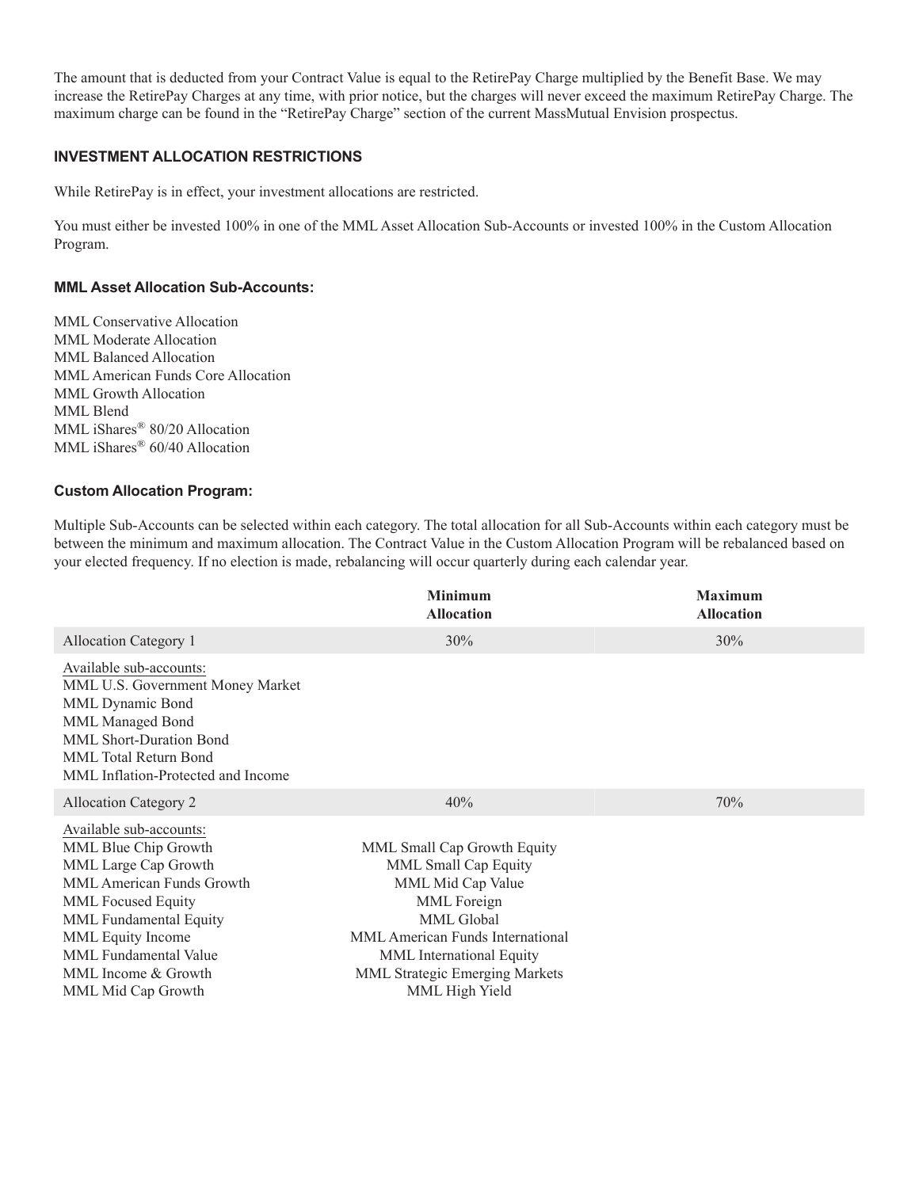The amount that is deducted from your Contract Value is equal to the RetirePay Charge multiplied by the Benefit Base. We may increase the RetirePay Charges at any time, with prior notice, but the charges will never exceed the maximum RetirePay Charge. The maximum charge can be found in the "RetirePay Charge" section of the current MassMutual Envision prospectus.

### INVESTMENT ALLOCATION RESTRICTIONS

While RetirePay is in effect, your investment allocations are restricted.

You must either be invested 100% in one of the MML Asset Allocation Sub-Accounts or invested 100% in the Custom Allocation Program.

#### MML Asset Allocation Sub-Accounts:

MML Conservative Allocation
MML Moderate Allocation
MML Balanced Allocation
MML American Funds Core Allocation
MML Growth Allocation
MML Blend
MML iShares® 80/20 Allocation
MML iShares® 60/40 Allocation

#### Custom Allocation Program:

Multiple Sub-Accounts can be selected within each category. The total allocation for all Sub-Accounts within each category must be between the minimum and maximum allocation. The Contract Value in the Custom Allocation Program will be rebalanced based on your elected frequency. If no election is made, rebalancing will occur quarterly during each calendar year.

| | Minimum Allocation | Maximum Allocation |
|---|---|---|
| Allocation Category 1 | 30% | 30% |
| Available sub-accounts:<br>MML U.S. Government Money Market<br>MML Dynamic Bond<br>MML Managed Bond<br>MML Short-Duration Bond<br>MML Total Return Bond<br>MML Inflation-Protected and Income | | |
| Allocation Category 2 | 40% | 70% |
| Available sub-accounts:<br>MML Blue Chip Growth<br>MML Large Cap Growth<br>MML American Funds Growth<br>MML Focused Equity<br>MML Fundamental Equity<br>MML Equity Income<br>MML Fundamental Value<br>MML Income & Growth<br>MML Mid Cap Growth | MML Small Cap Growth Equity<br>MML Small Cap Equity<br>MML Mid Cap Value<br>MML Foreign<br>MML Global<br>MML American Funds International<br>MML International Equity<br>MML Strategic Emerging Markets<br>MML High Yield | |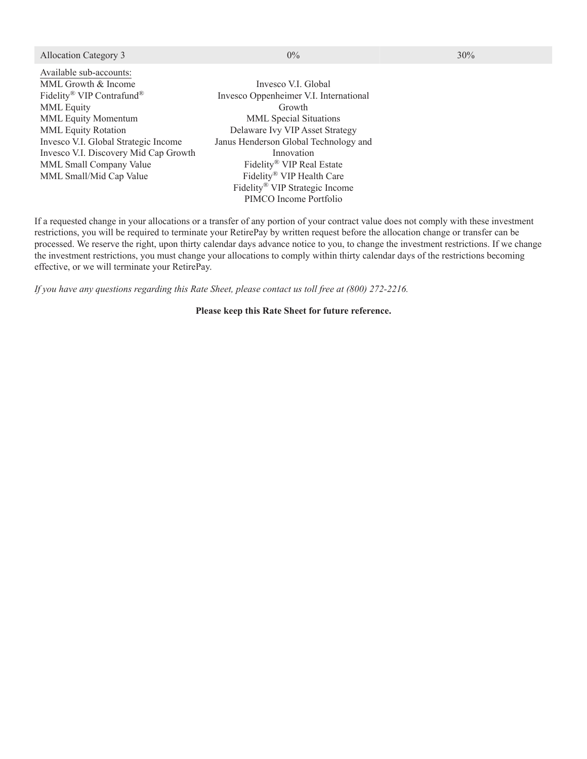| Allocation Category 3 | 0% | 30% |
| --- | --- | --- |

Available sub-accounts:

MML Growth & Income
Fidelity® VIP Contrafund®
MML Equity
MML Equity Momentum
MML Equity Rotation
Invesco V.I. Global Strategic Income
Invesco V.I. Discovery Mid Cap Growth
MML Small Company Value
MML Small/Mid Cap Value
Invesco V.I. Global
Invesco Oppenheimer V.I. International Growth
MML Special Situations
Delaware Ivy VIP Asset Strategy
Janus Henderson Global Technology and Innovation
Fidelity® VIP Real Estate
Fidelity® VIP Health Care
Fidelity® VIP Strategic Income
PIMCO Income Portfolio

If a requested change in your allocations or a transfer of any portion of your contract value does not comply with these investment restrictions, you will be required to terminate your RetirePay by written request before the allocation change or transfer can be processed. We reserve the right, upon thirty calendar days advance notice to you, to change the investment restrictions. If we change the investment restrictions, you must change your allocations to comply within thirty calendar days of the restrictions becoming effective, or we will terminate your RetirePay.

*If you have any questions regarding this Rate Sheet, please contact us toll free at (800) 272-2216.*

**Please keep this Rate Sheet for future reference.**